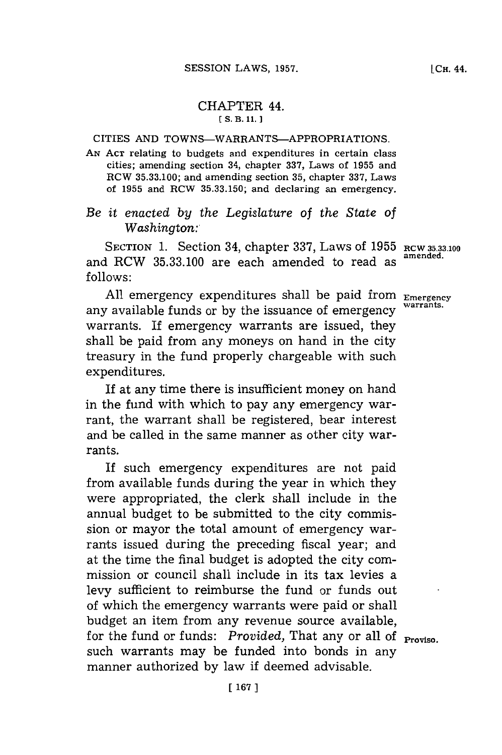# CHAPTER 44.

[ S. B. 11. ]

CITIES AND TOWNS—WARRANTS—APPROPRIATIONS.

AN ACT relating to budgets and expenditures in certain class cities; amending section 34, chapter 337, Laws of 1955 and RCW 35.33.100; and amending section 35, chapter 337, Laws of 1955 and RCW 35.33.150; and declaring an emergency.

*Be it enacted by the Legislature of the State of Washington:*

SECTION 1. Section 34, chapter 337, Laws of 1955 and RCW 35.33.100 are each amended to read as follows:

RCW 35.33.100 amended.

Emergency warrants.

All emergency expenditures shall be paid from any available funds or by the issuance of emergency warrants. If emergency warrants are issued, they shall be paid from any moneys on hand in the city treasury in the fund properly chargeable with such expenditures.

If at any time there is insufficient money on hand in the fund with which to pay any emergency warrant, the warrant shall be registered, bear interest and be called in the same manner as other city warrants.

If such emergency expenditures are not paid from available funds during the year in which they were appropriated, the clerk shall include in the annual budget to be submitted to the city commission or mayor the total amount of emergency warrants issued during the preceding fiscal year; and at the time the final budget is adopted the city commission or council shall include in its tax levies a levy sufficient to reimburse the fund or funds out of which the emergency warrants were paid or shall budget an item from any revenue source available, for the fund or funds: *Provided,* That any or all of such warrants may be funded into bonds in any manner authorized by law if deemed advisable.

Proviso.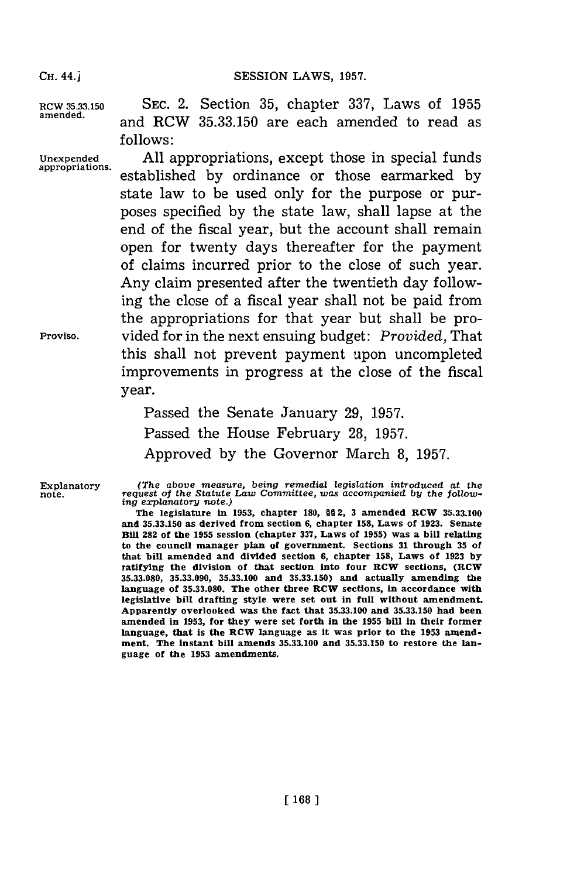RCW 35.33.150 amended.

SEC. 2. Section 35, chapter 337, Laws of 1955 and RCW 35.33.150 are each amended to read as follows:

Unexpended appropriations.

All appropriations, except those in special funds established by ordinance or those earmarked by state law to be used only for the purpose or purposes specified by the state law, shall lapse at the end of the fiscal year, but the account shall remain open for twenty days thereafter for the payment of claims incurred prior to the close of such year. Any claim presented after the twentieth day following the close of a fiscal year shall not be paid from the appropriations for that year but shall be provided for in the next ensuing budget: *Provided,* That this shall not prevent payment upon uncompleted improvements in progress at the close of the fiscal year.

Proviso.

Passed the Senate January 29, 1957.

Passed the House February 28, 1957.

Approved by the Governor March 8, 1957.

Explanatory note.

*(The above measure, being remedial legislation introduced at the request of the Statute Law Committee, was accompanied by the following explanatory note.)*

The legislature in 1953, chapter 180, §§ 2, 3 amended RCW 35.33.100 and 35.33.150 as derived from section 6, chapter 158, Laws of 1923. Senate Bill 282 of the 1955 session (chapter 337, Laws of 1955) was a bill relating to the council manager plan of government. Sections 31 through 35 of that bill amended and divided section 6, chapter 158, Laws of 1923 by ratifying the division of that section into four RCW sections, (RCW 35.33.080, 35.33.090, 35.33.100 and 35.33.150) and actually amending the language of 35.33.080. The other three RCW sections, in accordance with legislative bill drafting style were set out in full without amendment. Apparently overlooked was the fact that 35.33.100 and 35.33.150 had been amended in 1953, for they were set forth in the 1955 bill in their former language, that is the RCW language as it was prior to the 1953 amendment. The instant bill amends 35.33.100 and 35.33.150 to restore the language of the 1953 amendments.